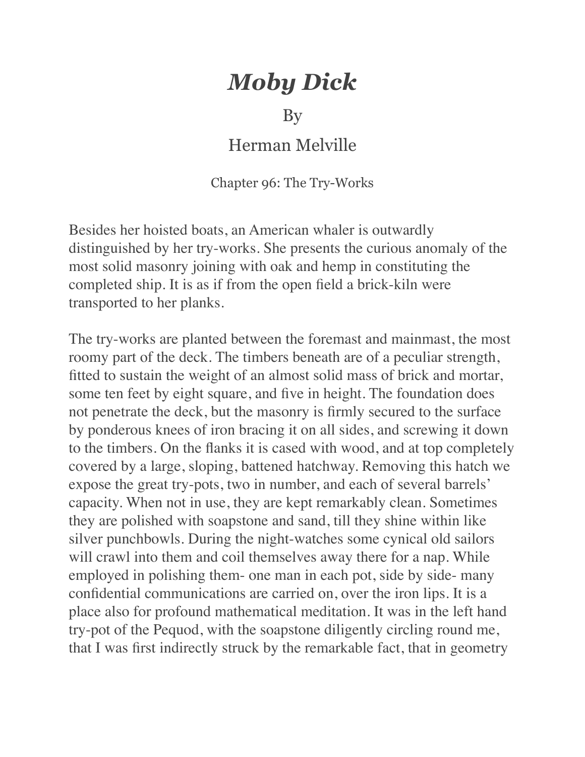# *Moby Dick*

By

Herman Melville

Chapter 96: The Try-Works

Besides her hoisted boats, an American whaler is outwardly distinguished by her try-works. She presents the curious anomaly of the most solid masonry joining with oak and hemp in constituting the completed ship. It is as if from the open field a brick-kiln were transported to her planks.

The try-works are planted between the foremast and mainmast, the most roomy part of the deck. The timbers beneath are of a peculiar strength, fitted to sustain the weight of an almost solid mass of brick and mortar, some ten feet by eight square, and five in height. The foundation does not penetrate the deck, but the masonry is firmly secured to the surface by ponderous knees of iron bracing it on all sides, and screwing it down to the timbers. On the flanks it is cased with wood, and at top completely covered by a large, sloping, battened hatchway. Removing this hatch we expose the great try-pots, two in number, and each of several barrels' capacity. When not in use, they are kept remarkably clean. Sometimes they are polished with soapstone and sand, till they shine within like silver punchbowls. During the night-watches some cynical old sailors will crawl into them and coil themselves away there for a nap. While employed in polishing them- one man in each pot, side by side- many confidential communications are carried on, over the iron lips. It is a place also for profound mathematical meditation. It was in the left hand try-pot of the Pequod, with the soapstone diligently circling round me, that I was first indirectly struck by the remarkable fact, that in geometry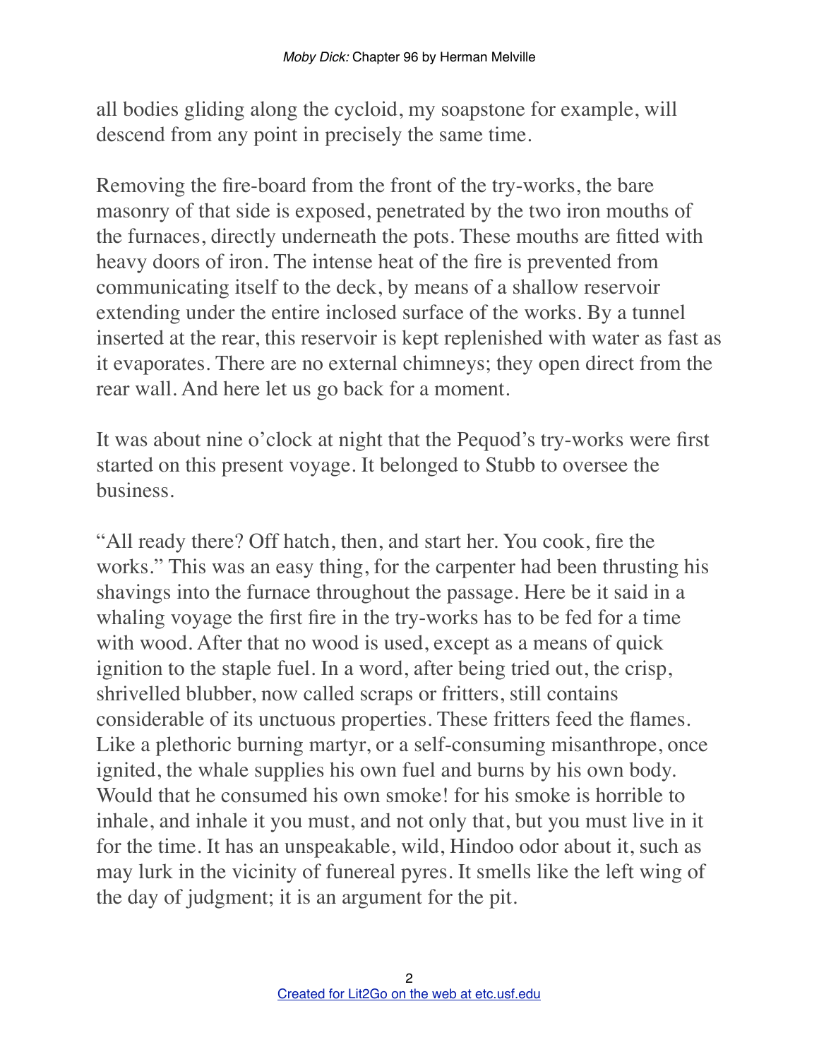all bodies gliding along the cycloid, my soapstone for example, will descend from any point in precisely the same time.

Removing the fire-board from the front of the try-works, the bare masonry of that side is exposed, penetrated by the two iron mouths of the furnaces, directly underneath the pots. These mouths are fitted with heavy doors of iron. The intense heat of the fire is prevented from communicating itself to the deck, by means of a shallow reservoir extending under the entire inclosed surface of the works. By a tunnel inserted at the rear, this reservoir is kept replenished with water as fast as it evaporates. There are no external chimneys; they open direct from the rear wall. And here let us go back for a moment.

It was about nine o'clock at night that the Pequod's try-works were first started on this present voyage. It belonged to Stubb to oversee the business.

"All ready there? Off hatch, then, and start her. You cook, fire the works." This was an easy thing, for the carpenter had been thrusting his shavings into the furnace throughout the passage. Here be it said in a whaling voyage the first fire in the try-works has to be fed for a time with wood. After that no wood is used, except as a means of quick ignition to the staple fuel. In a word, after being tried out, the crisp, shrivelled blubber, now called scraps or fritters, still contains considerable of its unctuous properties. These fritters feed the flames. Like a plethoric burning martyr, or a self-consuming misanthrope, once ignited, the whale supplies his own fuel and burns by his own body. Would that he consumed his own smoke! for his smoke is horrible to inhale, and inhale it you must, and not only that, but you must live in it for the time. It has an unspeakable, wild, Hindoo odor about it, such as may lurk in the vicinity of funereal pyres. It smells like the left wing of the day of judgment; it is an argument for the pit.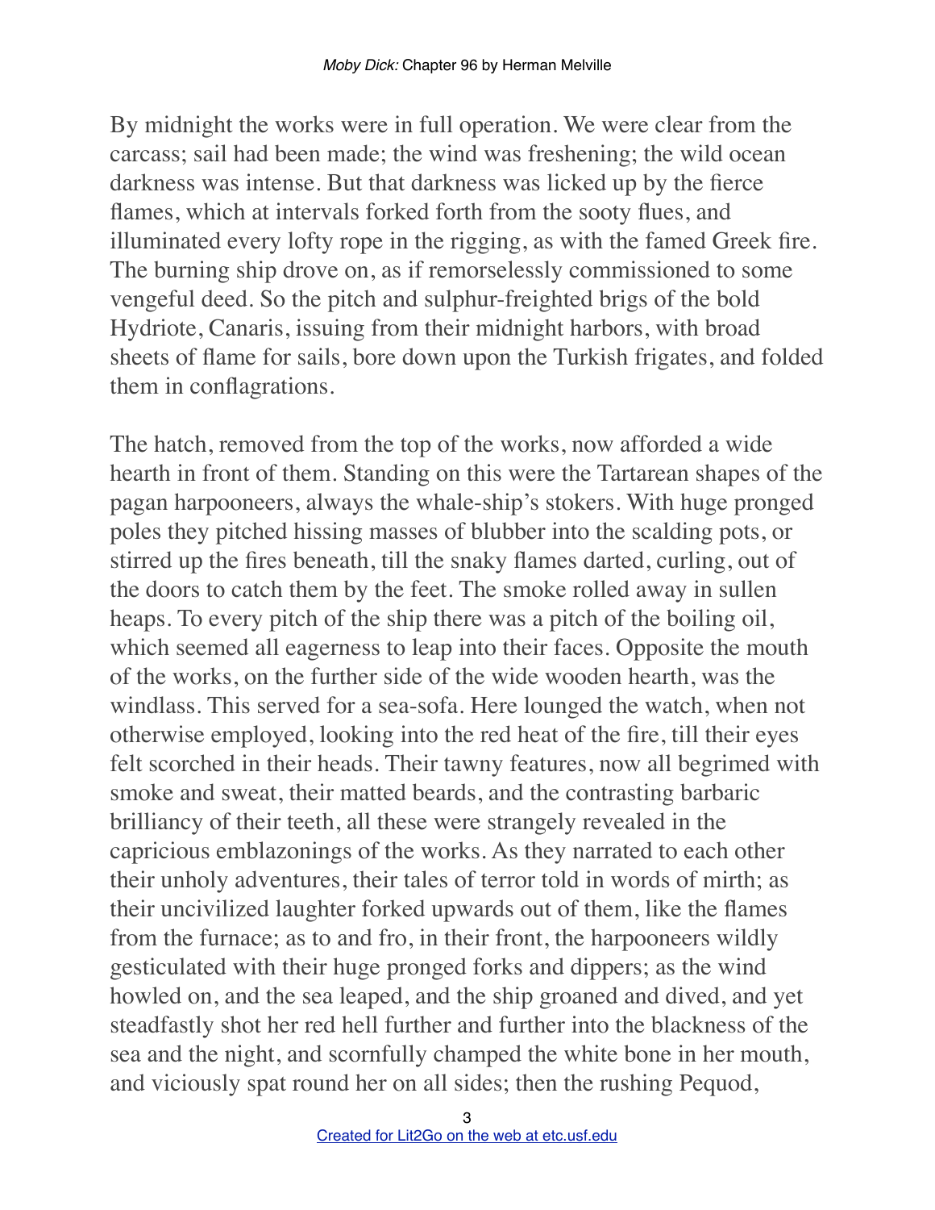By midnight the works were in full operation. We were clear from the carcass; sail had been made; the wind was freshening; the wild ocean darkness was intense. But that darkness was licked up by the fierce flames, which at intervals forked forth from the sooty flues, and illuminated every lofty rope in the rigging, as with the famed Greek fire. The burning ship drove on, as if remorselessly commissioned to some vengeful deed. So the pitch and sulphur-freighted brigs of the bold Hydriote, Canaris, issuing from their midnight harbors, with broad sheets of flame for sails, bore down upon the Turkish frigates, and folded them in conflagrations.

The hatch, removed from the top of the works, now afforded a wide hearth in front of them. Standing on this were the Tartarean shapes of the pagan harpooneers, always the whale-ship's stokers. With huge pronged poles they pitched hissing masses of blubber into the scalding pots, or stirred up the fires beneath, till the snaky flames darted, curling, out of the doors to catch them by the feet. The smoke rolled away in sullen heaps. To every pitch of the ship there was a pitch of the boiling oil, which seemed all eagerness to leap into their faces. Opposite the mouth of the works, on the further side of the wide wooden hearth, was the windlass. This served for a sea-sofa. Here lounged the watch, when not otherwise employed, looking into the red heat of the fire, till their eyes felt scorched in their heads. Their tawny features, now all begrimed with smoke and sweat, their matted beards, and the contrasting barbaric brilliancy of their teeth, all these were strangely revealed in the capricious emblazonings of the works. As they narrated to each other their unholy adventures, their tales of terror told in words of mirth; as their uncivilized laughter forked upwards out of them, like the flames from the furnace; as to and fro, in their front, the harpooneers wildly gesticulated with their huge pronged forks and dippers; as the wind howled on, and the sea leaped, and the ship groaned and dived, and yet steadfastly shot her red hell further and further into the blackness of the sea and the night, and scornfully champed the white bone in her mouth, and viciously spat round her on all sides; then the rushing Pequod,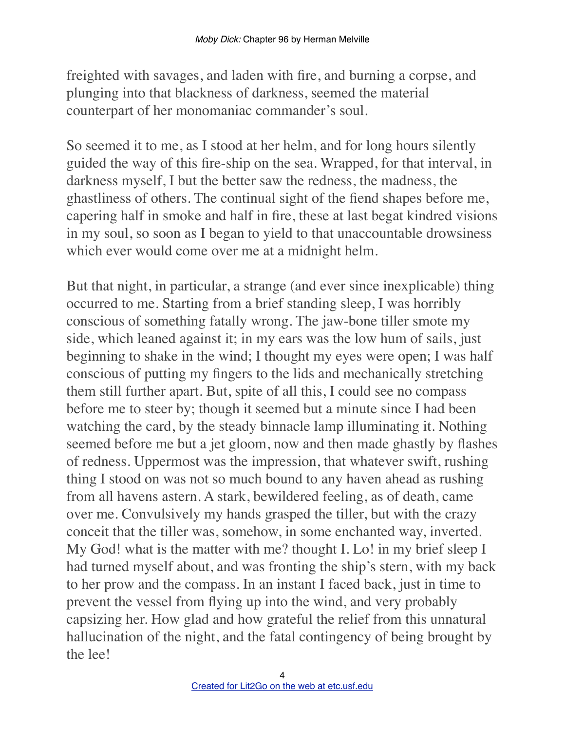freighted with savages, and laden with fire, and burning a corpse, and plunging into that blackness of darkness, seemed the material counterpart of her monomaniac commander's soul.

So seemed it to me, as I stood at her helm, and for long hours silently guided the way of this fire-ship on the sea. Wrapped, for that interval, in darkness myself, I but the better saw the redness, the madness, the ghastliness of others. The continual sight of the fiend shapes before me, capering half in smoke and half in fire, these at last begat kindred visions in my soul, so soon as I began to yield to that unaccountable drowsiness which ever would come over me at a midnight helm.

But that night, in particular, a strange (and ever since inexplicable) thing occurred to me. Starting from a brief standing sleep, I was horribly conscious of something fatally wrong. The jaw-bone tiller smote my side, which leaned against it; in my ears was the low hum of sails, just beginning to shake in the wind; I thought my eyes were open; I was half conscious of putting my fingers to the lids and mechanically stretching them still further apart. But, spite of all this, I could see no compass before me to steer by; though it seemed but a minute since I had been watching the card, by the steady binnacle lamp illuminating it. Nothing seemed before me but a jet gloom, now and then made ghastly by flashes of redness. Uppermost was the impression, that whatever swift, rushing thing I stood on was not so much bound to any haven ahead as rushing from all havens astern. A stark, bewildered feeling, as of death, came over me. Convulsively my hands grasped the tiller, but with the crazy conceit that the tiller was, somehow, in some enchanted way, inverted. My God! what is the matter with me? thought I. Lo! in my brief sleep I had turned myself about, and was fronting the ship's stern, with my back to her prow and the compass. In an instant I faced back, just in time to prevent the vessel from flying up into the wind, and very probably capsizing her. How glad and how grateful the relief from this unnatural hallucination of the night, and the fatal contingency of being brought by the lee!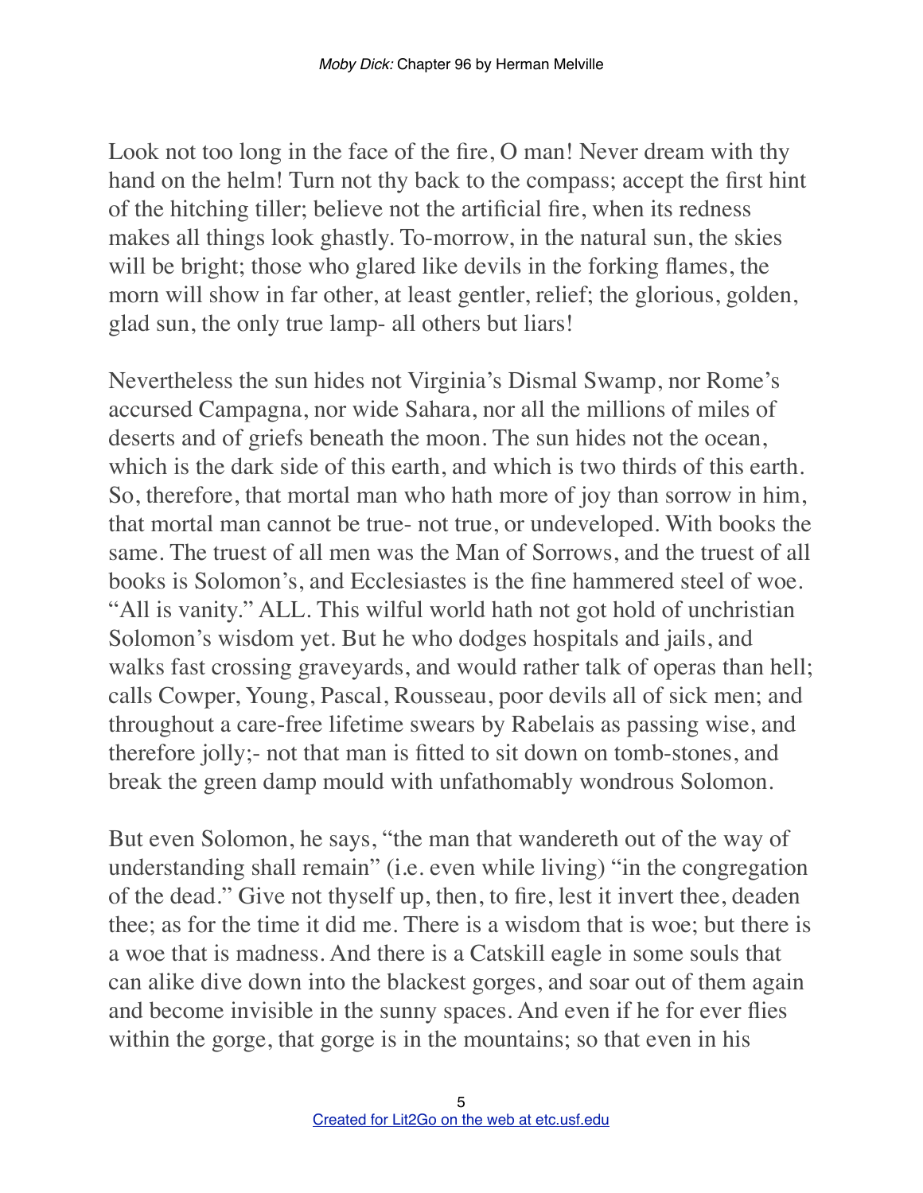Look not too long in the face of the fire, O man! Never dream with thy hand on the helm! Turn not thy back to the compass; accept the first hint of the hitching tiller; believe not the artificial fire, when its redness makes all things look ghastly. To-morrow, in the natural sun, the skies will be bright; those who glared like devils in the forking flames, the morn will show in far other, at least gentler, relief; the glorious, golden, glad sun, the only true lamp- all others but liars!

Nevertheless the sun hides not Virginia's Dismal Swamp, nor Rome's accursed Campagna, nor wide Sahara, nor all the millions of miles of deserts and of griefs beneath the moon. The sun hides not the ocean, which is the dark side of this earth, and which is two thirds of this earth. So, therefore, that mortal man who hath more of joy than sorrow in him, that mortal man cannot be true- not true, or undeveloped. With books the same. The truest of all men was the Man of Sorrows, and the truest of all books is Solomon's, and Ecclesiastes is the fine hammered steel of woe. "All is vanity." ALL. This wilful world hath not got hold of unchristian Solomon's wisdom yet. But he who dodges hospitals and jails, and walks fast crossing graveyards, and would rather talk of operas than hell; calls Cowper, Young, Pascal, Rousseau, poor devils all of sick men; and throughout a care-free lifetime swears by Rabelais as passing wise, and therefore jolly;- not that man is fitted to sit down on tomb-stones, and break the green damp mould with unfathomably wondrous Solomon.

But even Solomon, he says, "the man that wandereth out of the way of understanding shall remain" (i.e. even while living) "in the congregation of the dead." Give not thyself up, then, to fire, lest it invert thee, deaden thee; as for the time it did me. There is a wisdom that is woe; but there is a woe that is madness. And there is a Catskill eagle in some souls that can alike dive down into the blackest gorges, and soar out of them again and become invisible in the sunny spaces. And even if he for ever flies within the gorge, that gorge is in the mountains; so that even in his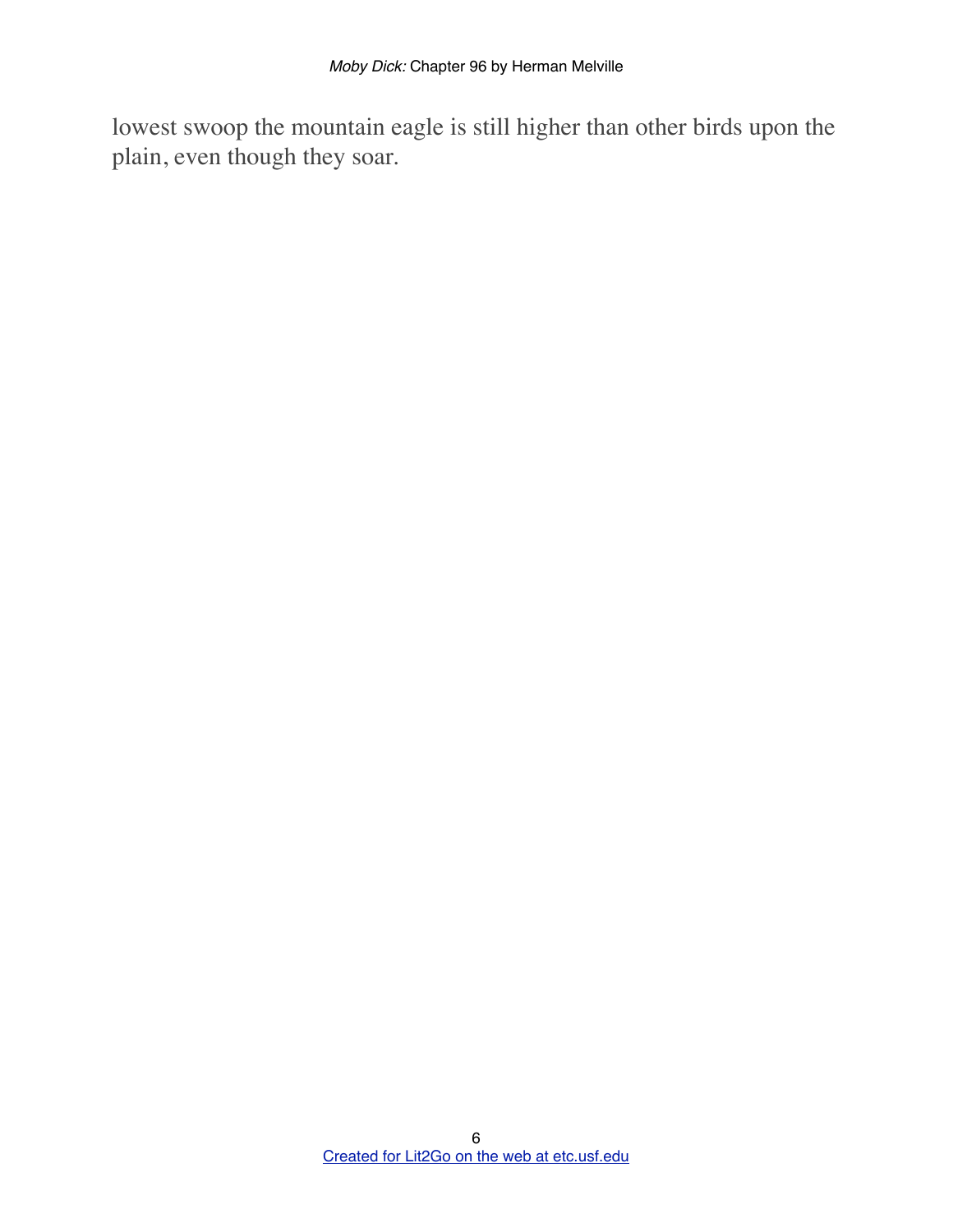lowest swoop the mountain eagle is still higher than other birds upon the plain, even though they soar.